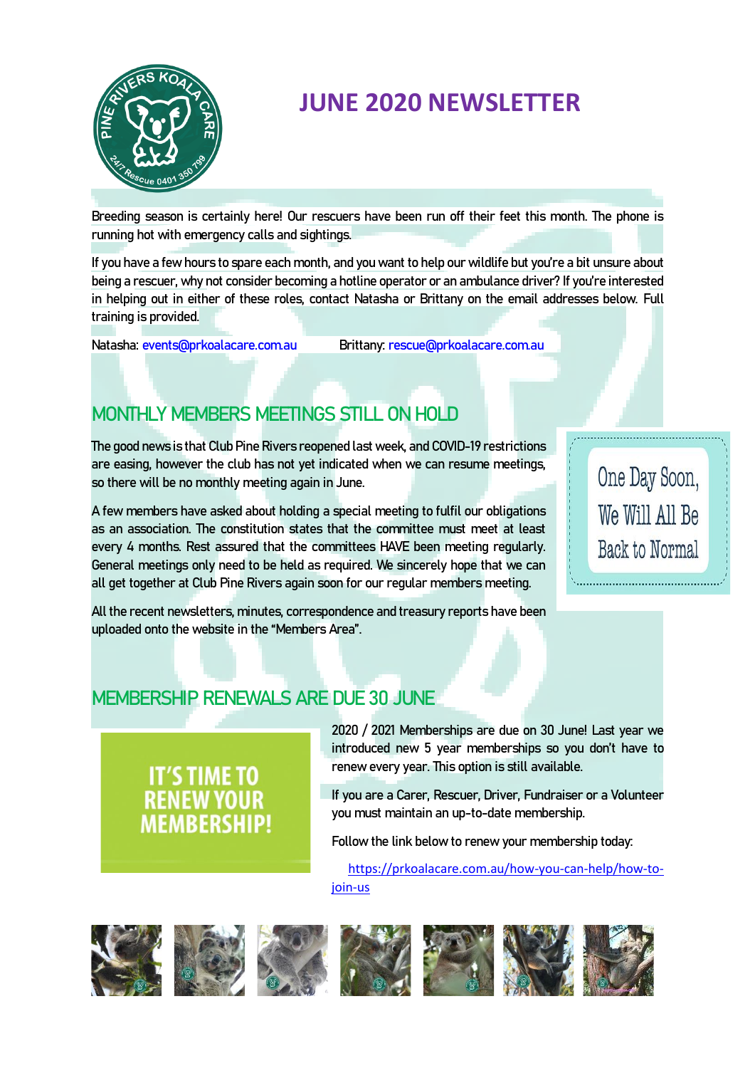# JUNE 2020 NEWSLETTER

Breeding season is certainly here! Our rescuers have been run off their feet this month. The phone is running hot with emergency calls and sightings.

If you have a few hours to spare each month, and you want to help our wildlife but you're a bit unsure about being a rescuer, why not consider becoming a hotline operator or an ambulance driver? If you're interested in helping out in either of these roles, contact Natasha or Brittany on the email addresses below. Full training is provided.

Natasha: events@prkoalacare.com.au        Brittany: rescue@prkoalacare.com.au

## MONTHLY MEMBERS MEETINGS STILL ON HOLD

The good news is that Club Pine Rivers reopened last week, and COVID-19 restrictions are easing, however the club has not yet indicated when we can resume meetings, so there will be no monthly meeting again in June.

A few members have asked about holding a special meeting to fulfil our obligations as an association. The constitution states that the committee must meet at least every 4 months. Rest assured that the committees HAVE been meeting regularly. General meetings only need to be held as required. We sincerely hope that we can all get together at Club Pine Rivers again soon for our regular members meeting.

All the recent newsletters, minutes, correspondence and treasury reports have been uploaded onto the website in the "Members Area".

One Day Soon, We Will All Be Back to Normal

## MEMBERSHIP RENEWALS ARE DUE 30 JUNE

IT'S TIME TO RENEW YOUR MEMBERSHIP!

2020 / 2021 Memberships are due on 30 June! Last year we introduced new 5 year memberships so you don't have to renew every year. This option is still available.

If you are a Carer, Rescuer, Driver, Fundraiser or a Volunteer you must maintain an up-to-date membership.

Follow the link below to renew your membership today:

https://prkoalacare.com.au/how-you-can-help/how-to-join-us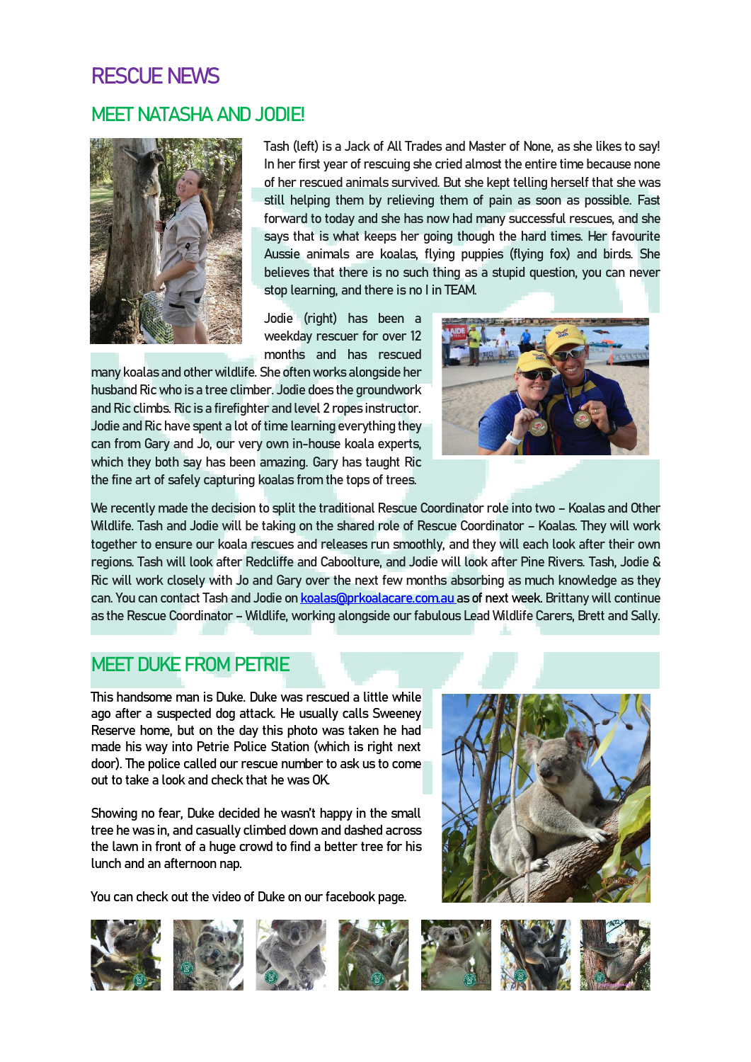# RESCUE NEWS

## MEET NATASHA AND JODIE!

Tash (left) is a Jack of All Trades and Master of None, as she likes to say! In her first year of rescuing she cried almost the entire time because none of her rescued animals survived. But she kept telling herself that she was still helping them by relieving them of pain as soon as possible. Fast forward to today and she has now had many successful rescues, and she says that is what keeps her going though the hard times. Her favourite Aussie animals are koalas, flying puppies (flying fox) and birds. She believes that there is no such thing as a stupid question, you can never stop learning, and there is no I in TEAM.

Jodie (right) has been a weekday rescuer for over 12 months and has rescued many koalas and other wildlife. She often works alongside her husband Ric who is a tree climber. Jodie does the groundwork and Ric climbs. Ric is a firefighter and level 2 ropes instructor. Jodie and Ric have spent a lot of time learning everything they can from Gary and Jo, our very own in-house koala experts, which they both say has been amazing. Gary has taught Ric the fine art of safely capturing koalas from the tops of trees.

We recently made the decision to split the traditional Rescue Coordinator role into two – Koalas and Other Wildlife. Tash and Jodie will be taking on the shared role of Rescue Coordinator – Koalas. They will work together to ensure our koala rescues and releases run smoothly, and they will each look after their own regions. Tash will look after Redcliffe and Caboolture, and Jodie will look after Pine Rivers. Tash, Jodie & Ric will work closely with Jo and Gary over the next few months absorbing as much knowledge as they can. You can contact Tash and Jodie on koalas@prkoalacare.com.au as of next week. Brittany will continue as the Rescue Coordinator – Wildlife, working alongside our fabulous Lead Wildlife Carers, Brett and Sally.

## MEET DUKE FROM PETRIE

This handsome man is Duke. Duke was rescued a little while ago after a suspected dog attack. He usually calls Sweeney Reserve home, but on the day this photo was taken he had made his way into Petrie Police Station (which is right next door). The police called our rescue number to ask us to come out to take a look and check that he was OK.

Showing no fear, Duke decided he wasn't happy in the small tree he was in, and casually climbed down and dashed across the lawn in front of a huge crowd to find a better tree for his lunch and an afternoon nap.

You can check out the video of Duke on our facebook page.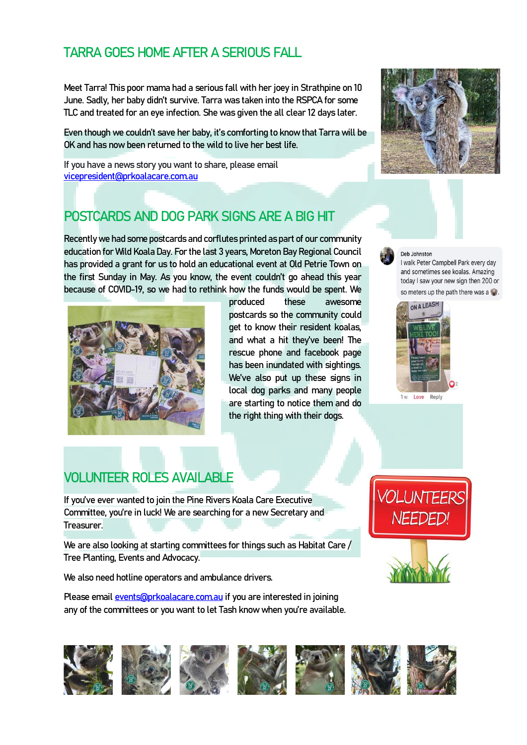## TARRA GOES HOME AFTER A SERIOUS FALL

Meet Tarra! This poor mama had a serious fall with her joey in Strathpine on 10 June. Sadly, her baby didn't survive. Tarra was taken into the RSPCA for some TLC and treated for an eye infection. She was given the all clear 12 days later.

Even though we couldn't save her baby, it's comforting to know that Tarra will be OK and has now been returned to the wild to live her best life.

If you have a news story you want to share, please email vicepresident@prkoalacare.com.au

## POSTCARDS AND DOG PARK SIGNS ARE A BIG HIT

Recently we had some postcards and corflutes printed as part of our community education for Wild Koala Day. For the last 3 years, Moreton Bay Regional Council has provided a grant for us to hold an educational event at Old Petrie Town on the first Sunday in May. As you know, the event couldn't go ahead this year because of COVID-19, so we had to rethink how the funds would be spent. We produced these awesome postcards so the community could get to know their resident koalas, and what a hit they've been! The rescue phone and facebook page has been inundated with sightings. We've also put up these signs in local dog parks and many people are starting to notice them and do the right thing with their dogs.

Deb Johnston
I walk Peter Campbell Park every day and sometimes see koalas. Amazing today I saw your new sign then 200 or so meters up the path there was a 🐨.

1w Love Reply

## VOLUNTEER ROLES AVAILABLE

If you've ever wanted to join the Pine Rivers Koala Care Executive Committee, you're in luck! We are searching for a new Secretary and Treasurer.

We are also looking at starting committees for things such as Habitat Care / Tree Planting, Events and Advocacy.

We also need hotline operators and ambulance drivers.

Please email events@prkoalacare.com.au if you are interested in joining any of the committees or you want to let Tash know when you're available.

VOLUNTEERS NEEDED!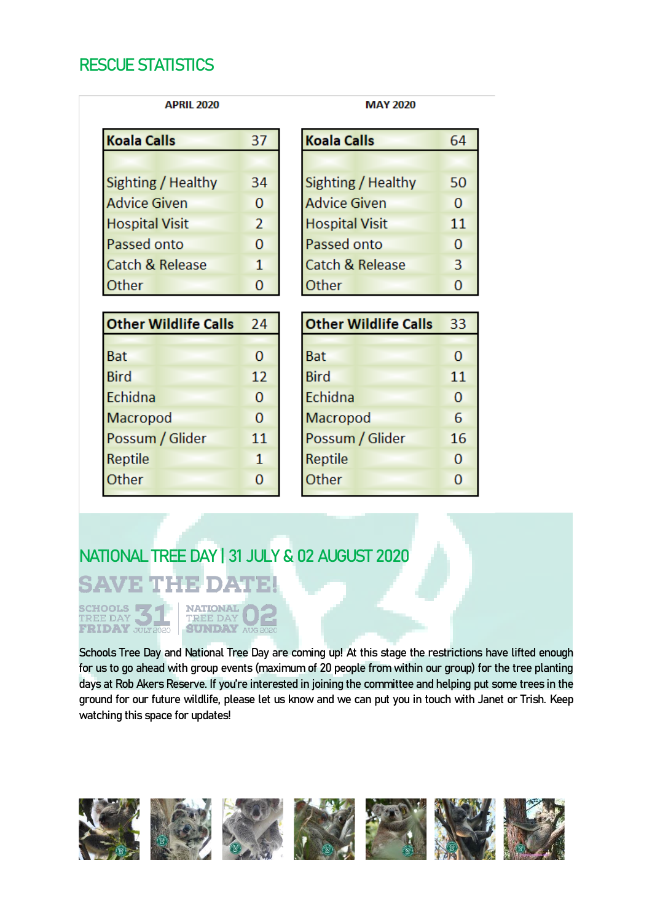## RESCUE STATISTICS

**APRIL 2020**

| Koala Calls | 37 |
|---|---|
| Sighting / Healthy | 34 |
| Advice Given | 0 |
| Hospital Visit | 2 |
| Passed onto | 0 |
| Catch & Release | 1 |
| Other | 0 |

| Other Wildlife Calls | 24 |
|---|---|
| Bat | 0 |
| Bird | 12 |
| Echidna | 0 |
| Macropod | 0 |
| Possum / Glider | 11 |
| Reptile | 1 |
| Other | 0 |

**MAY 2020**

| Koala Calls | 64 |
|---|---|
| Sighting / Healthy | 50 |
| Advice Given | 0 |
| Hospital Visit | 11 |
| Passed onto | 0 |
| Catch & Release | 3 |
| Other | 0 |

| Other Wildlife Calls | 33 |
|---|---|
| Bat | 0 |
| Bird | 11 |
| Echidna | 0 |
| Macropod | 6 |
| Possum / Glider | 16 |
| Reptile | 0 |
| Other | 0 |

## NATIONAL TREE DAY | 31 JULY & 02 AUGUST 2020

SAVE THE DATE!

SCHOOLS TREE DAY FRIDAY 31 JULY 2020 | NATIONAL TREE DAY SUNDAY 02 AUG 2020

Schools Tree Day and National Tree Day are coming up! At this stage the restrictions have lifted enough for us to go ahead with group events (maximum of 20 people from within our group) for the tree planting days at Rob Akers Reserve. If you're interested in joining the committee and helping put some trees in the ground for our future wildlife, please let us know and we can put you in touch with Janet or Trish. Keep watching this space for updates!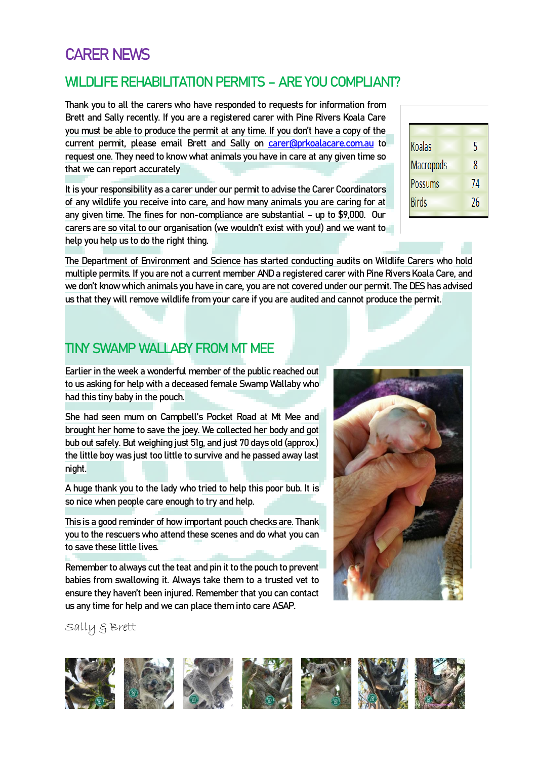# CARER NEWS

## WILDLIFE REHABILITATION PERMITS – ARE YOU COMPLIANT?

Thank you to all the carers who have responded to requests for information from Brett and Sally recently. If you are a registered carer with Pine Rivers Koala Care you must be able to produce the permit at any time. If you don't have a copy of the current permit, please email Brett and Sally on carer@prkoalacare.com.au to request one. They need to know what animals you have in care at any given time so that we can report accurately

| | |
|---|---|
| Koalas | 5 |
| Macropods | 8 |
| Possums | 74 |
| Birds | 26 |

It is your responsibility as a carer under our permit to advise the Carer Coordinators of any wildlife you receive into care, and how many animals you are caring for at any given time. The fines for non-compliance are substantial – up to $9,000. Our carers are so vital to our organisation (we wouldn't exist with you!) and we want to help you help us to do the right thing.

The Department of Environment and Science has started conducting audits on Wildlife Carers who hold multiple permits. If you are not a current member AND a registered carer with Pine Rivers Koala Care, and we don't know which animals you have in care, you are not covered under our permit. The DES has advised us that they will remove wildlife from your care if you are audited and cannot produce the permit.

## TINY SWAMP WALLABY FROM MT MEE

Earlier in the week a wonderful member of the public reached out to us asking for help with a deceased female Swamp Wallaby who had this tiny baby in the pouch.

She had seen mum on Campbell's Pocket Road at Mt Mee and brought her home to save the joey. We collected her body and got bub out safely. But weighing just 51g, and just 70 days old (approx.) the little boy was just too little to survive and he passed away last night.

A huge thank you to the lady who tried to help this poor bub. It is so nice when people care enough to try and help.

This is a good reminder of how important pouch checks are. Thank you to the rescuers who attend these scenes and do what you can to save these little lives.

Remember to always cut the teat and pin it to the pouch to prevent babies from swallowing it. Always take them to a trusted vet to ensure they haven't been injured. Remember that you can contact us any time for help and we can place them into care ASAP.

*Sally & Brett*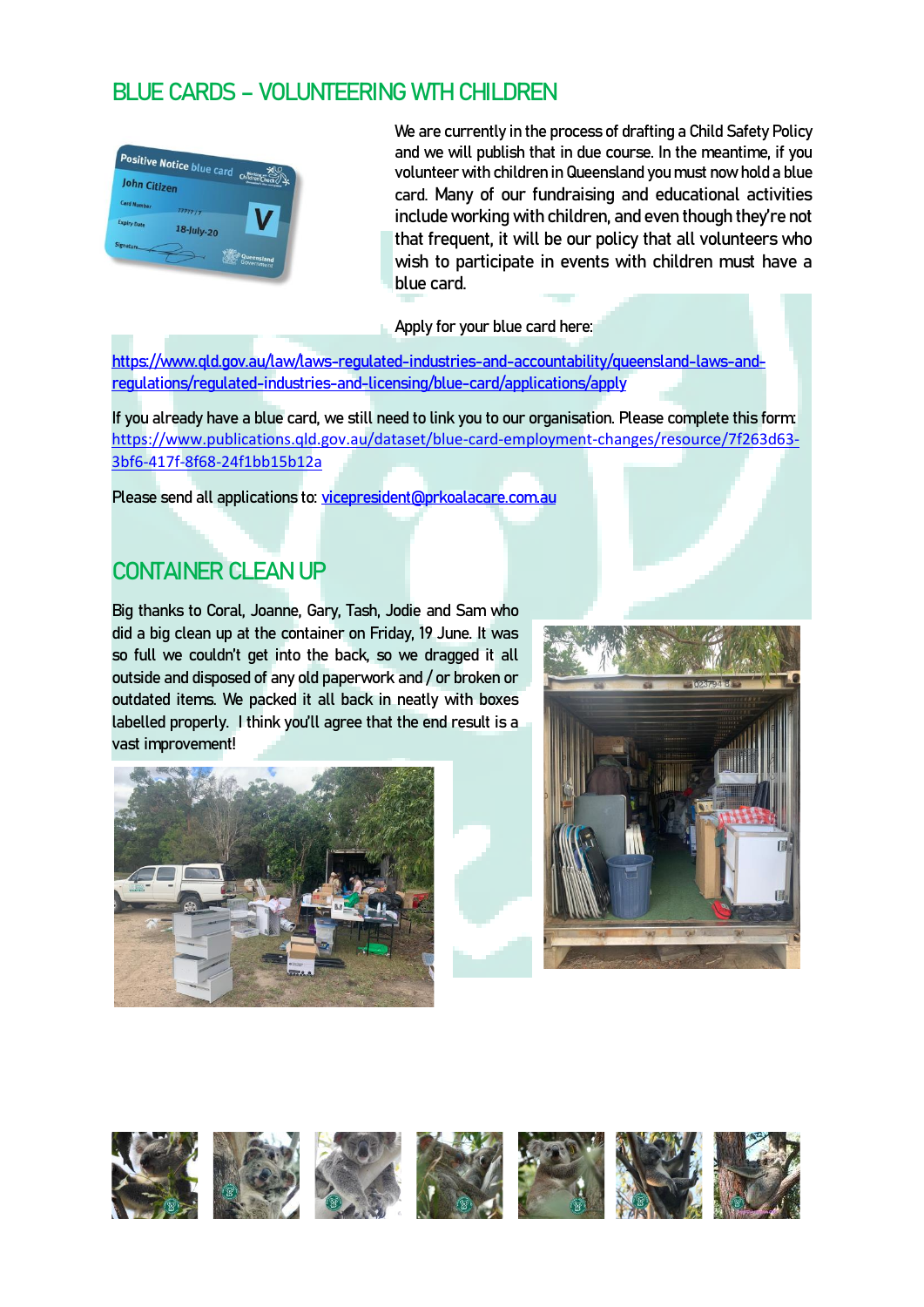## BLUE CARDS – VOLUNTEERING WITH CHILDREN

We are currently in the process of drafting a Child Safety Policy and we will publish that in due course. In the meantime, if you volunteer with children in Queensland you must now hold a blue card. Many of our fundraising and educational activities include working with children, and even though they're not that frequent, it will be our policy that all volunteers who wish to participate in events with children must have a blue card.

Apply for your blue card here:

https://www.qld.gov.au/law/laws-regulated-industries-and-accountability/queensland-laws-and-regulations/regulated-industries-and-licensing/blue-card/applications/apply

If you already have a blue card, we still need to link you to our organisation. Please complete this form: https://www.publications.qld.gov.au/dataset/blue-card-employment-changes/resource/7f263d63-3bf6-417f-8f68-24f1bb15b12a

Please send all applications to: vicepresident@prkoalacare.com.au

## CONTAINER CLEAN UP

Big thanks to Coral, Joanne, Gary, Tash, Jodie and Sam who did a big clean up at the container on Friday, 19 June. It was so full we couldn't get into the back, so we dragged it all outside and disposed of any old paperwork and / or broken or outdated items. We packed it all back in neatly with boxes labelled properly. I think you'll agree that the end result is a vast improvement!